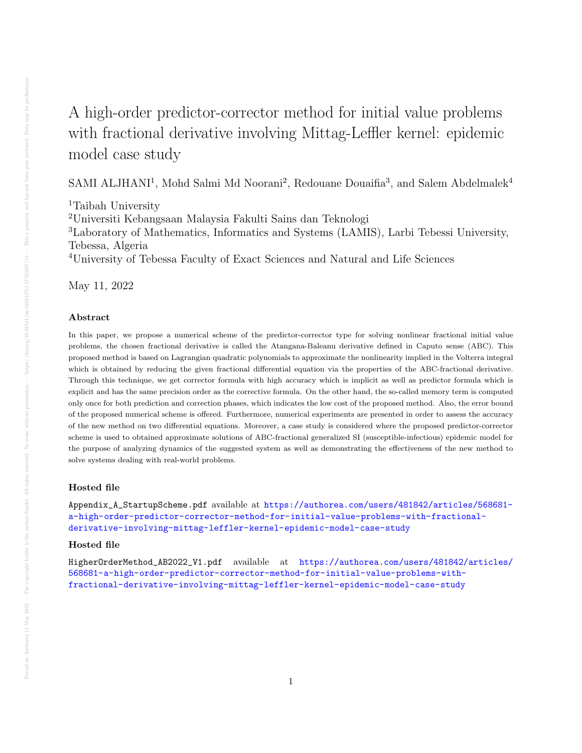# A high-order predictor-corrector method for initial value problems with fractional derivative involving Mittag-Leffler kernel: epidemic model case study

SAMI ALJHANI[1], Mohd Salmi Md Noorani[2], Redouane Douaifia[3], and Salem Abdelmalek[4]

[1]Taibah University

[2]Universiti Kebangsaan Malaysia Fakulti Sains dan Teknologi

[3]Laboratory of Mathematics, Informatics and Systems (LAMIS), Larbi Tebessi University, Tebessa, Algeria

[4]University of Tebessa Faculty of Exact Sciences and Natural and Life Sciences

May 11, 2022

### Abstract

In this paper, we propose a numerical scheme of the predictor-corrector type for solving nonlinear fractional initial value problems, the chosen fractional derivative is called the Atangana-Baleanu derivative defined in Caputo sense (ABC). This proposed method is based on Lagrangian quadratic polynomials to approximate the nonlinearity implied in the Volterra integral which is obtained by reducing the given fractional differential equation via the properties of the ABC-fractional derivative. Through this technique, we get corrector formula with high accuracy which is implicit as well as predictor formula which is explicit and has the same precision order as the corrective formula. On the other hand, the so-called memory term is computed only once for both prediction and correction phases, which indicates the low cost of the proposed method. Also, the error bound of the proposed numerical scheme is offered. Furthermore, numerical experiments are presented in order to assess the accuracy of the new method on two differential equations. Moreover, a case study is considered where the proposed predictor-corrector scheme is used to obtained approximate solutions of ABC-fractional generalized SI (susceptible-infectious) epidemic model for the purpose of analyzing dynamics of the suggested system as well as demonstrating the effectiveness of the new method to solve systems dealing with real-world problems.

### Hosted file

Appendix_A_StartupScheme.pdf available at https://authorea.com/users/481842/articles/568681-a-high-order-predictor-corrector-method-for-initial-value-problems-with-fractional-derivative-involving-mittag-leffler-kernel-epidemic-model-case-study

### Hosted file

HigherOrderMethod_AB2022_V1.pdf available at https://authorea.com/users/481842/articles/568681-a-high-order-predictor-corrector-method-for-initial-value-problems-with-fractional-derivative-involving-mittag-leffler-kernel-epidemic-model-case-study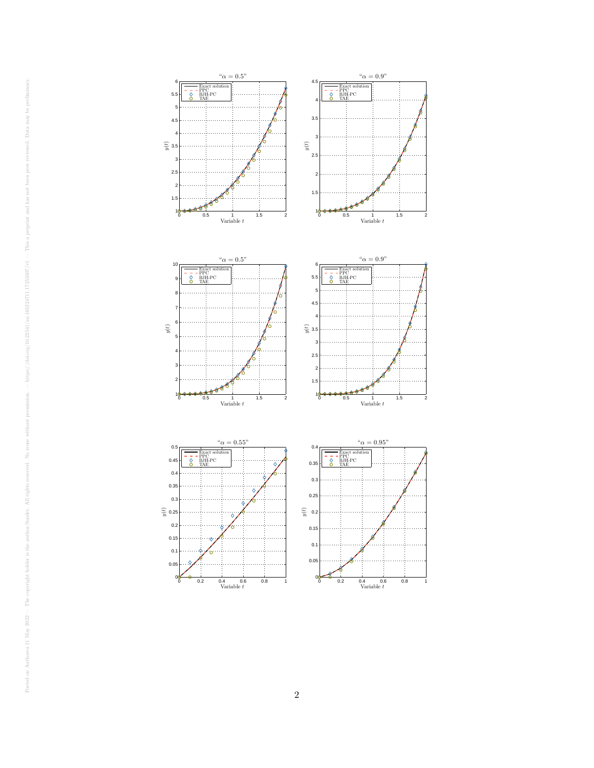"$\alpha = 0.5$"

Exact solution
PPC
BJH-PC
TAE

$y(t)$

Variable $t$

"$\alpha = 0.9$"

Exact solution
PPC
BJH-PC
TAE

$y(t)$

Variable $t$

"$\alpha = 0.5$"

Exact solution
PPC
BJH-PC
TAE

$y(t)$

Variable $t$

"$\alpha = 0.9$"

Exact solution
PPC
BJH-PC
TAE

$y(t)$

Variable $t$

"$\alpha = 0.55$"

Exact solution
PPC
BJH-PC
TAE

$y(t)$

Variable $t$

"$\alpha = 0.95$"

Exact solution
PPC
BJH-PC
TAE

$y(t)$

Variable $t$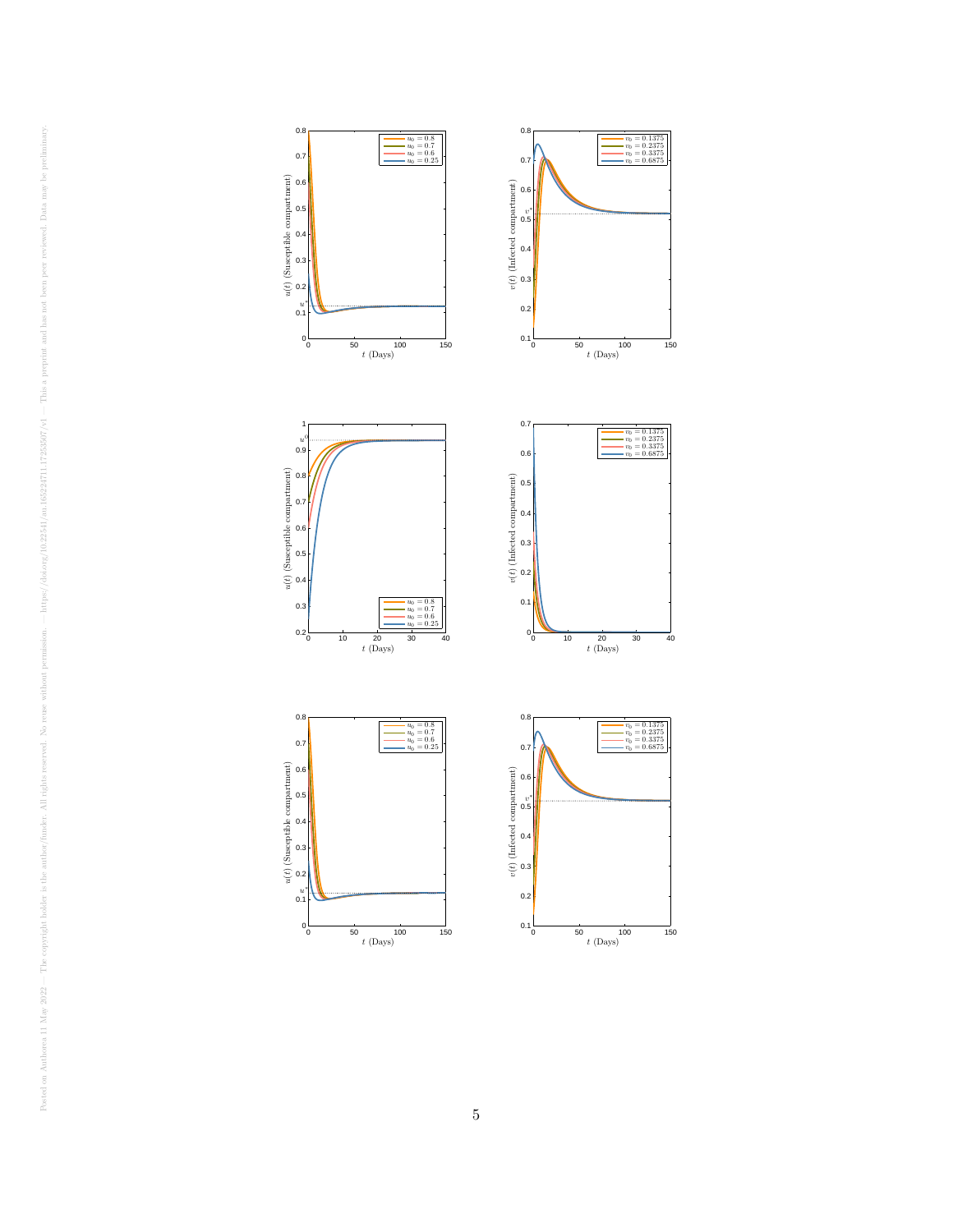0.8
0.7
0.6
0.5
0.4
0.3
0.2
0.1
0
$u^*$
0
50
100
150
$t$ (Days)
$u(t)$ (Susceptible compartment)
$u_0 = 0.8$
$u_0 = 0.7$
$u_0 = 0.6$
$u_0 = 0.25$

0.8
0.7
0.6
0.5
0.4
0.3
0.2
0.1
$v^*$
0
50
100
150
$t$ (Days)
$v(t)$ (Infected compartment)
$v_0 = 0.1375$
$v_0 = 0.2375$
$v_0 = 0.3375$
$v_0 = 0.6875$

1
0.9
0.8
0.7
0.6
0.5
0.4
0.3
0.2
$u^0$
0
10
20
30
40
$t$ (Days)
$u(t)$ (Susceptible compartment)
$u_0 = 0.8$
$u_0 = 0.7$
$u_0 = 0.6$
$u_0 = 0.25$

0.7
0.6
0.5
0.4
0.3
0.2
0.1
0
0
10
20
30
40
$t$ (Days)
$v(t)$ (Infected compartment)
$v_0 = 0.1375$
$v_0 = 0.2375$
$v_0 = 0.3375$
$v_0 = 0.6875$

0.8
0.7
0.6
0.5
0.4
0.3
0.2
0.1
0
$u^*$
0
50
100
150
$t$ (Days)
$u(t)$ (Susceptible compartment)
$u_0 = 0.8$
$u_0 = 0.7$
$u_0 = 0.6$
$u_0 = 0.25$

0.8
0.7
0.6
0.5
0.4
0.3
0.2
0.1
$v^*$
0
50
100
150
$t$ (Days)
$v(t)$ (Infected compartment)
$v_0 = 0.1375$
$v_0 = 0.2375$
$v_0 = 0.3375$
$v_0 = 0.6875$